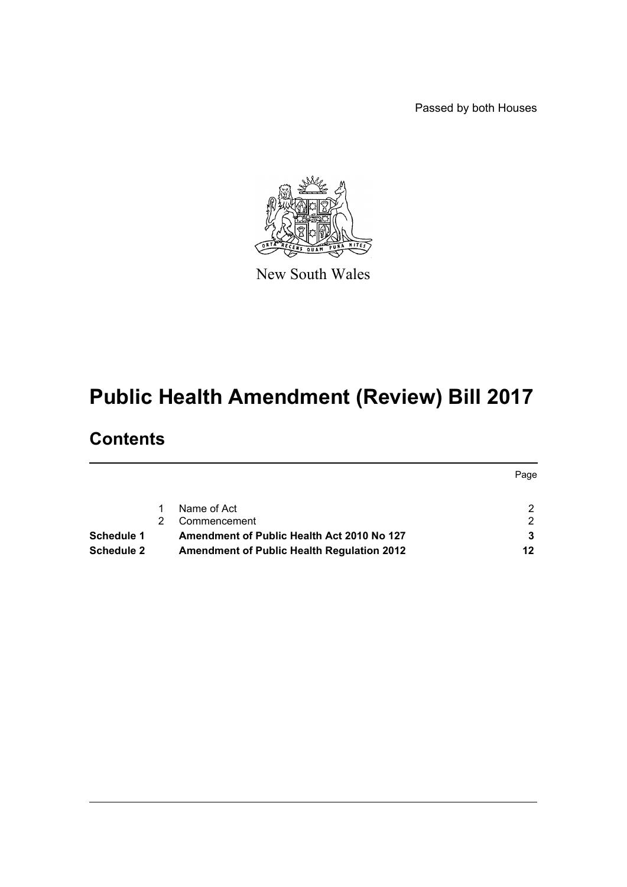Passed by both Houses

New South Wales

# Public Health Amendment (Review) Bill 2017

## Contents

| | | | Page |
|---|---|---|---|
| | 1 | Name of Act | 2 |
| | 2 | Commencement | 2 |
| **Schedule 1** | | **Amendment of Public Health Act 2010 No 127** | **3** |
| **Schedule 2** | | **Amendment of Public Health Regulation 2012** | **12** |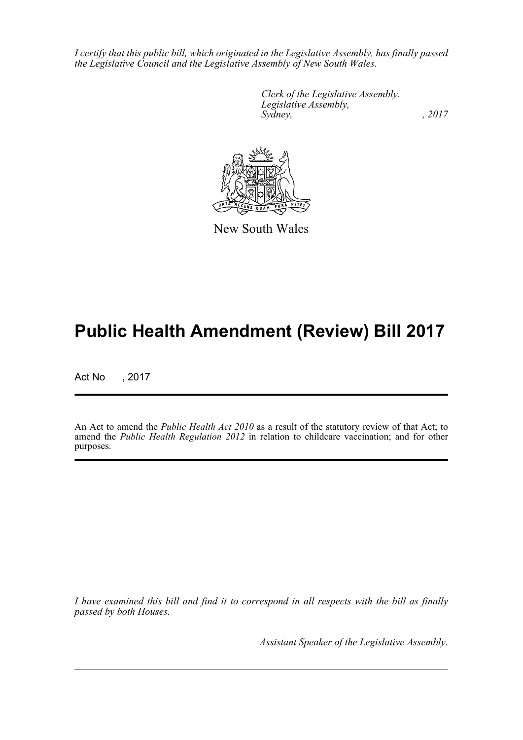*I certify that this public bill, which originated in the Legislative Assembly, has finally passed the Legislative Council and the Legislative Assembly of New South Wales.*

*Clerk of the Legislative Assembly.*
*Legislative Assembly,*
*Sydney, , 2017*

New South Wales

# Public Health Amendment (Review) Bill 2017

Act No , 2017

An Act to amend the *Public Health Act 2010* as a result of the statutory review of that Act; to amend the *Public Health Regulation 2012* in relation to childcare vaccination; and for other purposes.

*I have examined this bill and find it to correspond in all respects with the bill as finally passed by both Houses.*

*Assistant Speaker of the Legislative Assembly.*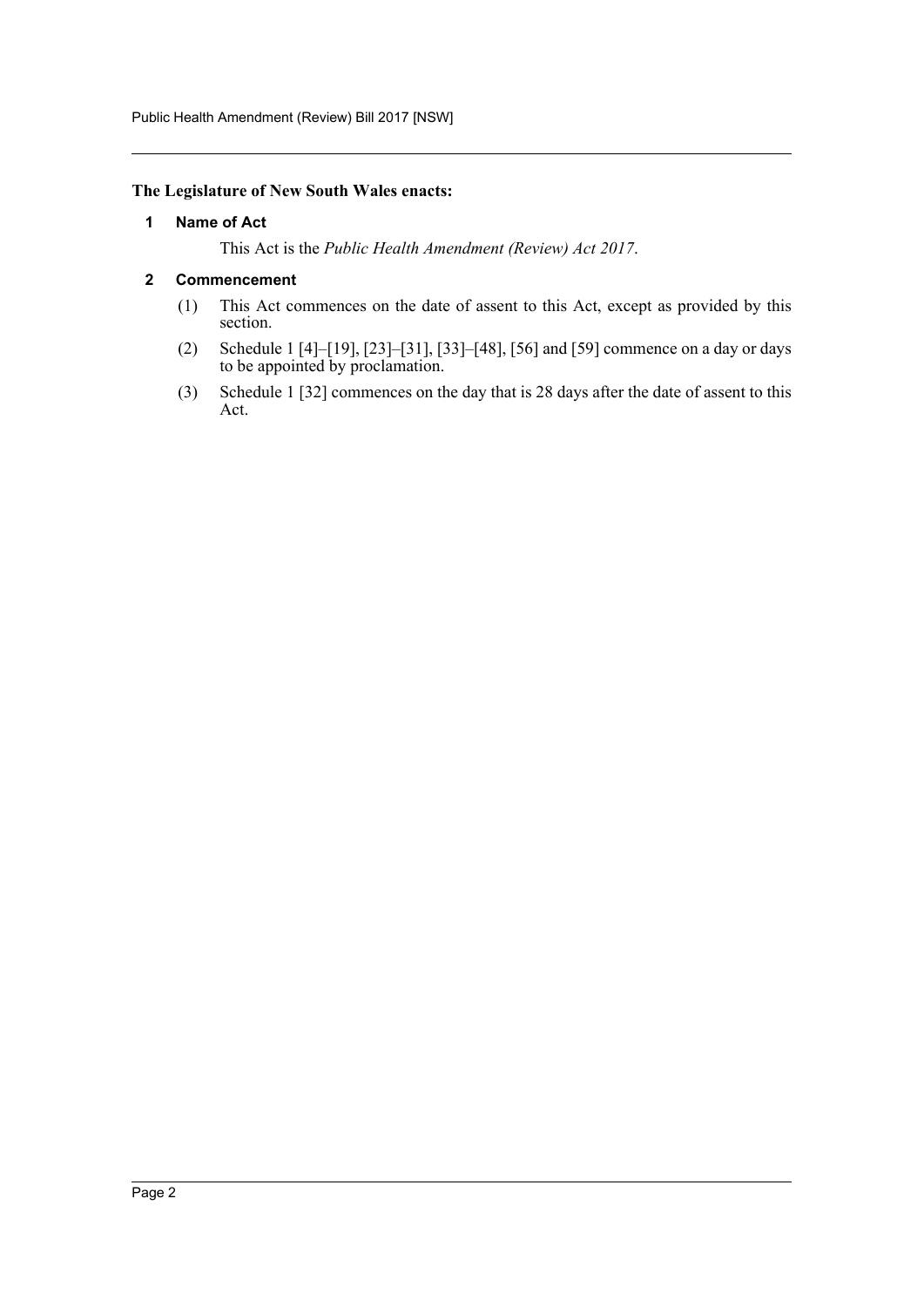**The Legislature of New South Wales enacts:**

## 1 Name of Act

This Act is the *Public Health Amendment (Review) Act 2017*.

## 2 Commencement

(1) This Act commences on the date of assent to this Act, except as provided by this section.

(2) Schedule 1 [4]–[19], [23]–[31], [33]–[48], [56] and [59] commence on a day or days to be appointed by proclamation.

(3) Schedule 1 [32] commences on the day that is 28 days after the date of assent to this Act.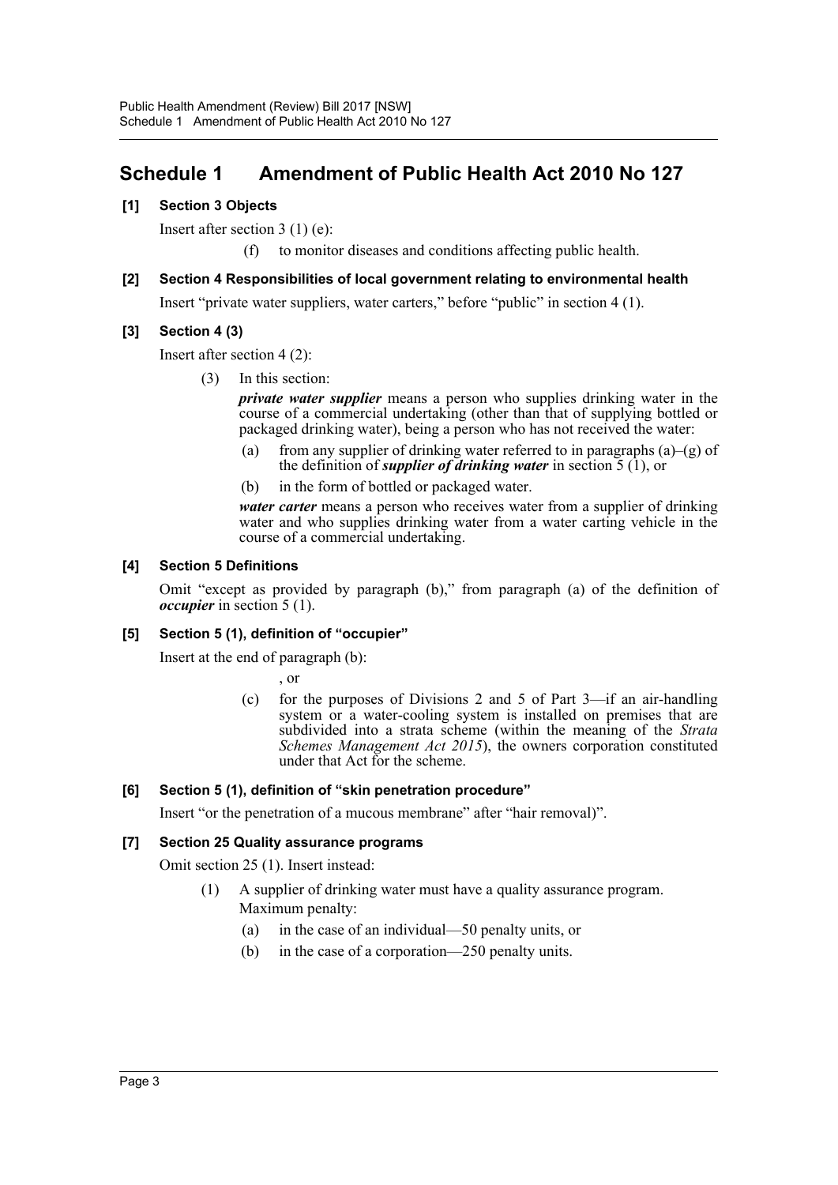## Schedule 1 Amendment of Public Health Act 2010 No 127

**[1] Section 3 Objects**

Insert after section 3 (1) (e):

(f) to monitor diseases and conditions affecting public health.

**[2] Section 4 Responsibilities of local government relating to environmental health**

Insert "private water suppliers, water carters," before "public" in section 4 (1).

**[3] Section 4 (3)**

Insert after section 4 (2):

(3) In this section:

***private water supplier*** means a person who supplies drinking water in the course of a commercial undertaking (other than that of supplying bottled or packaged drinking water), being a person who has not received the water:

(a) from any supplier of drinking water referred to in paragraphs (a)–(g) of the definition of ***supplier of drinking water*** in section 5 (1), or

(b) in the form of bottled or packaged water.

***water carter*** means a person who receives water from a supplier of drinking water and who supplies drinking water from a water carting vehicle in the course of a commercial undertaking.

**[4] Section 5 Definitions**

Omit "except as provided by paragraph (b)," from paragraph (a) of the definition of ***occupier*** in section 5 (1).

**[5] Section 5 (1), definition of "occupier"**

Insert at the end of paragraph (b):

, or

(c) for the purposes of Divisions 2 and 5 of Part 3—if an air-handling system or a water-cooling system is installed on premises that are subdivided into a strata scheme (within the meaning of the *Strata Schemes Management Act 2015*), the owners corporation constituted under that Act for the scheme.

**[6] Section 5 (1), definition of "skin penetration procedure"**

Insert "or the penetration of a mucous membrane" after "hair removal)".

**[7] Section 25 Quality assurance programs**

Omit section 25 (1). Insert instead:

(1) A supplier of drinking water must have a quality assurance program.

Maximum penalty:

(a) in the case of an individual—50 penalty units, or

(b) in the case of a corporation—250 penalty units.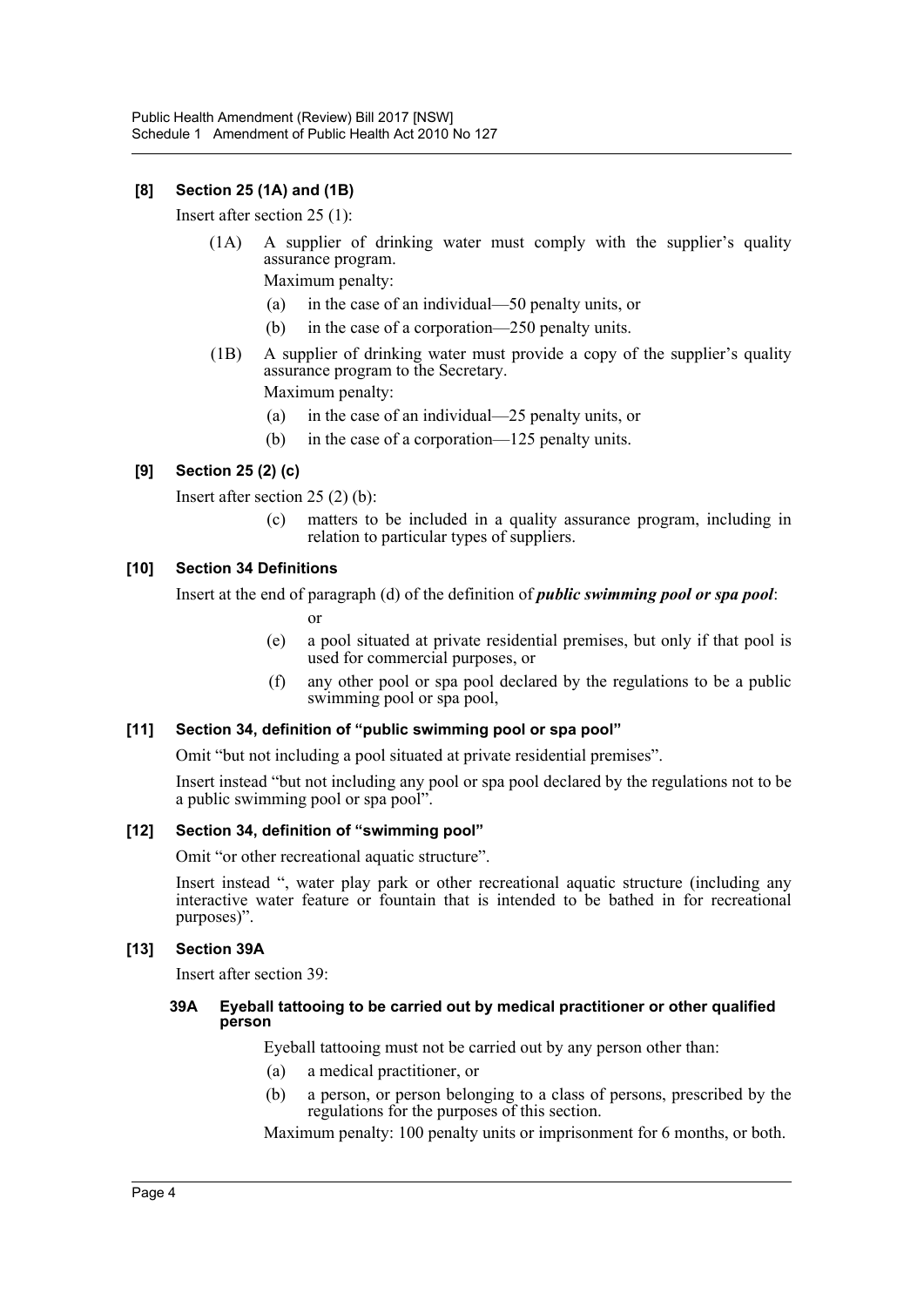### [8] Section 25 (1A) and (1B)

Insert after section 25 (1):

(1A) A supplier of drinking water must comply with the supplier's quality assurance program.

Maximum penalty:

- (a) in the case of an individual—50 penalty units, or
- (b) in the case of a corporation—250 penalty units.

(1B) A supplier of drinking water must provide a copy of the supplier's quality assurance program to the Secretary.

Maximum penalty:

- (a) in the case of an individual—25 penalty units, or
- (b) in the case of a corporation—125 penalty units.

### [9] Section 25 (2) (c)

Insert after section 25 (2) (b):

- (c) matters to be included in a quality assurance program, including in relation to particular types of suppliers.

### [10] Section 34 Definitions

Insert at the end of paragraph (d) of the definition of ***public swimming pool or spa pool***:

or

- (e) a pool situated at private residential premises, but only if that pool is used for commercial purposes, or
- (f) any other pool or spa pool declared by the regulations to be a public swimming pool or spa pool,

### [11] Section 34, definition of "public swimming pool or spa pool"

Omit "but not including a pool situated at private residential premises".

Insert instead "but not including any pool or spa pool declared by the regulations not to be a public swimming pool or spa pool".

### [12] Section 34, definition of "swimming pool"

Omit "or other recreational aquatic structure".

Insert instead ", water play park or other recreational aquatic structure (including any interactive water feature or fountain that is intended to be bathed in for recreational purposes)".

### [13] Section 39A

Insert after section 39:

#### 39A Eyeball tattooing to be carried out by medical practitioner or other qualified person

Eyeball tattooing must not be carried out by any person other than:

- (a) a medical practitioner, or
- (b) a person, or person belonging to a class of persons, prescribed by the regulations for the purposes of this section.

Maximum penalty: 100 penalty units or imprisonment for 6 months, or both.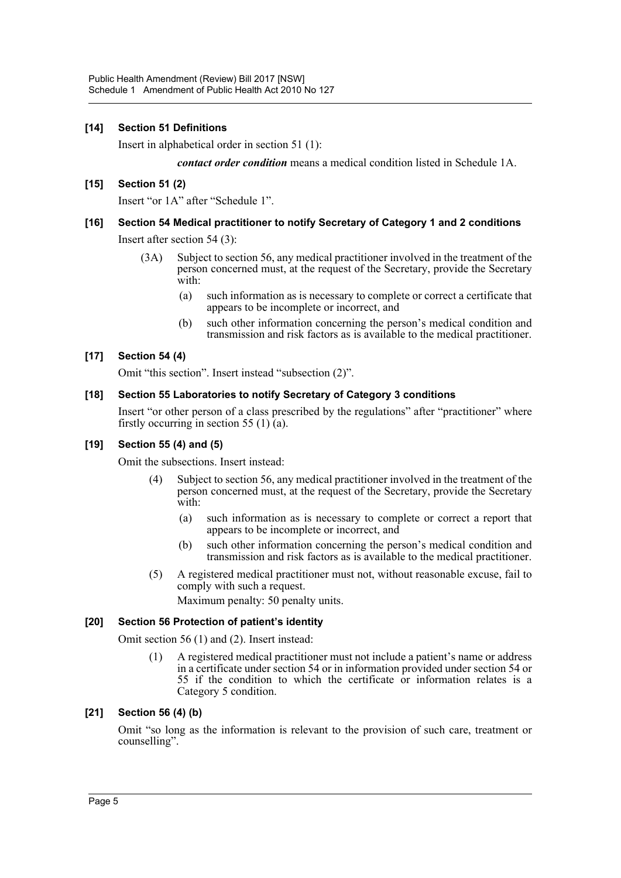**[14] Section 51 Definitions**

Insert in alphabetical order in section 51 (1):

> ***contact order condition*** means a medical condition listed in Schedule 1A.

**[15] Section 51 (2)**

Insert "or 1A" after "Schedule 1".

**[16] Section 54 Medical practitioner to notify Secretary of Category 1 and 2 conditions**

Insert after section 54 (3):

> (3A) Subject to section 56, any medical practitioner involved in the treatment of the person concerned must, at the request of the Secretary, provide the Secretary with:
>
> (a) such information as is necessary to complete or correct a certificate that appears to be incomplete or incorrect, and
>
> (b) such other information concerning the person's medical condition and transmission and risk factors as is available to the medical practitioner.

**[17] Section 54 (4)**

Omit "this section". Insert instead "subsection (2)".

**[18] Section 55 Laboratories to notify Secretary of Category 3 conditions**

Insert "or other person of a class prescribed by the regulations" after "practitioner" where firstly occurring in section 55 (1) (a).

**[19] Section 55 (4) and (5)**

Omit the subsections. Insert instead:

> (4) Subject to section 56, any medical practitioner involved in the treatment of the person concerned must, at the request of the Secretary, provide the Secretary with:
>
> (a) such information as is necessary to complete or correct a report that appears to be incomplete or incorrect, and
>
> (b) such other information concerning the person's medical condition and transmission and risk factors as is available to the medical practitioner.
>
> (5) A registered medical practitioner must not, without reasonable excuse, fail to comply with such a request.
>
> Maximum penalty: 50 penalty units.

**[20] Section 56 Protection of patient's identity**

Omit section 56 (1) and (2). Insert instead:

> (1) A registered medical practitioner must not include a patient's name or address in a certificate under section 54 or in information provided under section 54 or 55 if the condition to which the certificate or information relates is a Category 5 condition.

**[21] Section 56 (4) (b)**

Omit "so long as the information is relevant to the provision of such care, treatment or counselling".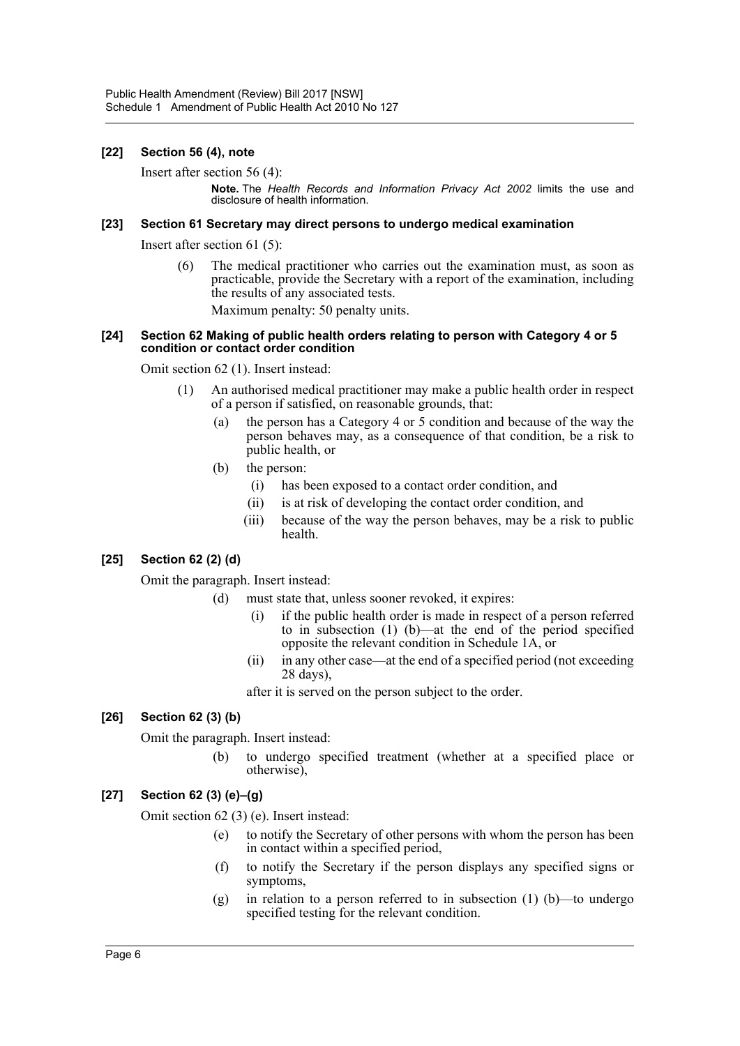### [22] Section 56 (4), note

Insert after section 56 (4):

> **Note.** The *Health Records and Information Privacy Act 2002* limits the use and disclosure of health information.

### [23] Section 61 Secretary may direct persons to undergo medical examination

Insert after section 61 (5):

(6) The medical practitioner who carries out the examination must, as soon as practicable, provide the Secretary with a report of the examination, including the results of any associated tests.

Maximum penalty: 50 penalty units.

### [24] Section 62 Making of public health orders relating to person with Category 4 or 5 condition or contact order condition

Omit section 62 (1). Insert instead:

(1) An authorised medical practitioner may make a public health order in respect of a person if satisfied, on reasonable grounds, that:

- (a) the person has a Category 4 or 5 condition and because of the way the person behaves may, as a consequence of that condition, be a risk to public health, or
- (b) the person:
  - (i) has been exposed to a contact order condition, and
  - (ii) is at risk of developing the contact order condition, and
  - (iii) because of the way the person behaves, may be a risk to public health.

### [25] Section 62 (2) (d)

Omit the paragraph. Insert instead:

(d) must state that, unless sooner revoked, it expires:

- (i) if the public health order is made in respect of a person referred to in subsection (1) (b)—at the end of the period specified opposite the relevant condition in Schedule 1A, or
- (ii) in any other case—at the end of a specified period (not exceeding 28 days),

after it is served on the person subject to the order.

### [26] Section 62 (3) (b)

Omit the paragraph. Insert instead:

(b) to undergo specified treatment (whether at a specified place or otherwise),

### [27] Section 62 (3) (e)–(g)

Omit section 62 (3) (e). Insert instead:

- (e) to notify the Secretary of other persons with whom the person has been in contact within a specified period,
- (f) to notify the Secretary if the person displays any specified signs or symptoms,
- (g) in relation to a person referred to in subsection (1) (b)—to undergo specified testing for the relevant condition.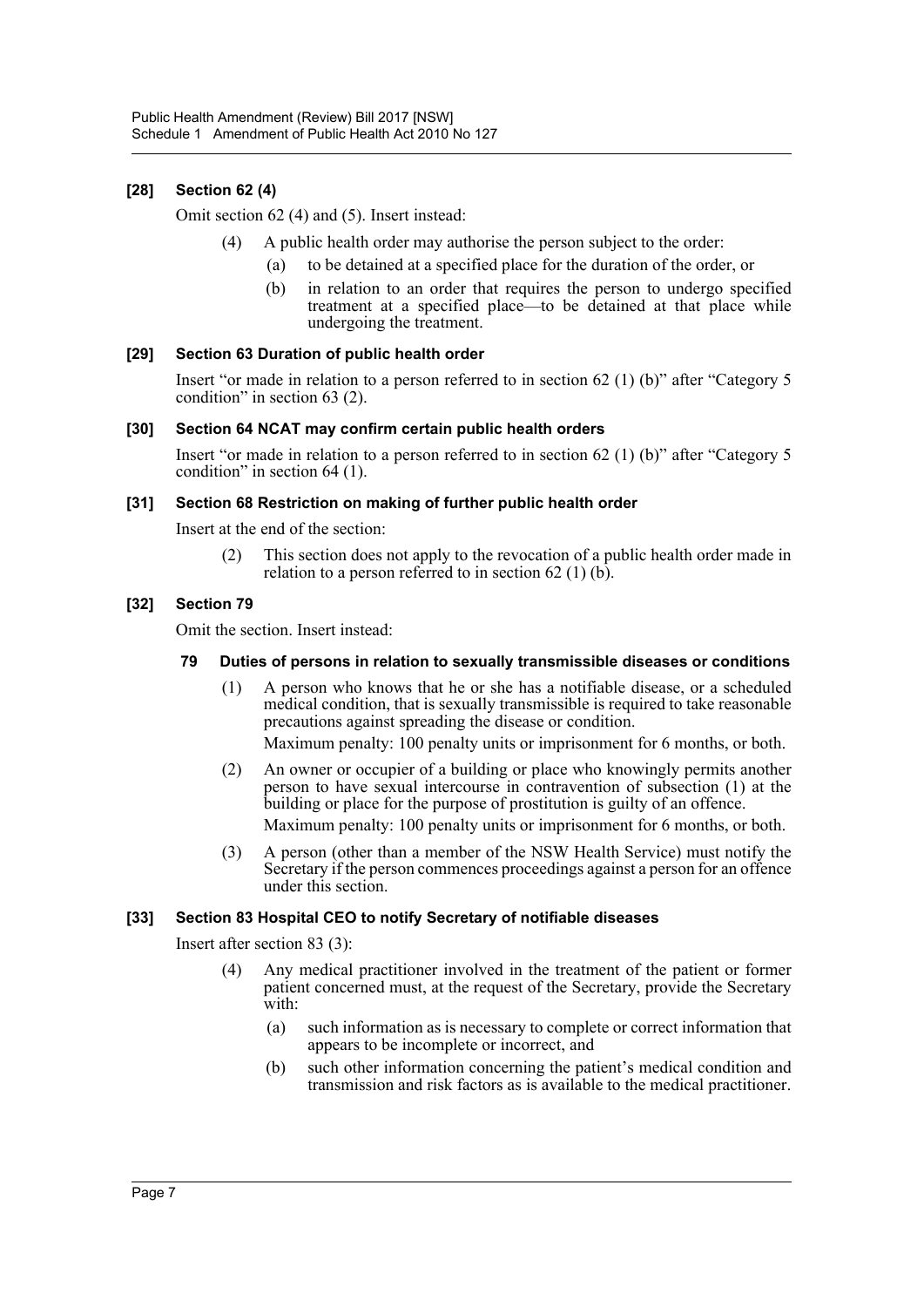### [28] Section 62 (4)

Omit section 62 (4) and (5). Insert instead:

(4) A public health order may authorise the person subject to the order:

(a) to be detained at a specified place for the duration of the order, or

(b) in relation to an order that requires the person to undergo specified treatment at a specified place—to be detained at that place while undergoing the treatment.

### [29] Section 63 Duration of public health order

Insert "or made in relation to a person referred to in section 62 (1) (b)" after "Category 5 condition" in section 63 (2).

### [30] Section 64 NCAT may confirm certain public health orders

Insert "or made in relation to a person referred to in section 62 (1) (b)" after "Category 5 condition" in section 64 (1).

### [31] Section 68 Restriction on making of further public health order

Insert at the end of the section:

(2) This section does not apply to the revocation of a public health order made in relation to a person referred to in section 62 (1) (b).

### [32] Section 79

Omit the section. Insert instead:

#### 79 Duties of persons in relation to sexually transmissible diseases or conditions

(1) A person who knows that he or she has a notifiable disease, or a scheduled medical condition, that is sexually transmissible is required to take reasonable precautions against spreading the disease or condition.

Maximum penalty: 100 penalty units or imprisonment for 6 months, or both.

(2) An owner or occupier of a building or place who knowingly permits another person to have sexual intercourse in contravention of subsection (1) at the building or place for the purpose of prostitution is guilty of an offence.

Maximum penalty: 100 penalty units or imprisonment for 6 months, or both.

(3) A person (other than a member of the NSW Health Service) must notify the Secretary if the person commences proceedings against a person for an offence under this section.

### [33] Section 83 Hospital CEO to notify Secretary of notifiable diseases

Insert after section 83 (3):

(4) Any medical practitioner involved in the treatment of the patient or former patient concerned must, at the request of the Secretary, provide the Secretary with:

(a) such information as is necessary to complete or correct information that appears to be incomplete or incorrect, and

(b) such other information concerning the patient's medical condition and transmission and risk factors as is available to the medical practitioner.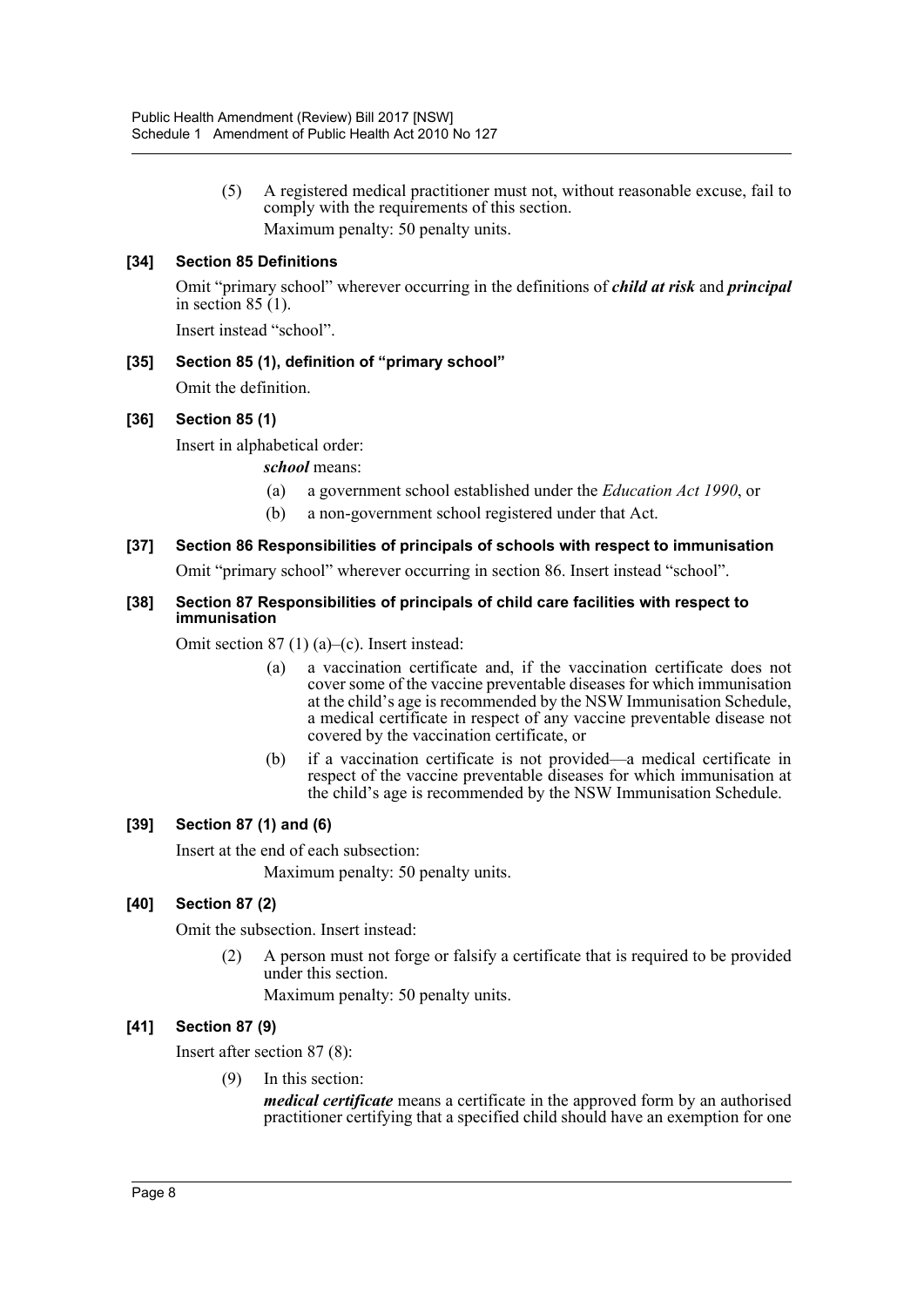(5) A registered medical practitioner must not, without reasonable excuse, fail to comply with the requirements of this section.

Maximum penalty: 50 penalty units.

### [34] Section 85 Definitions

Omit "primary school" wherever occurring in the definitions of ***child at risk*** and ***principal*** in section 85 (1).

Insert instead "school".

### [35] Section 85 (1), definition of "primary school"

Omit the definition.

### [36] Section 85 (1)

Insert in alphabetical order:

***school*** means:

(a) a government school established under the *Education Act 1990*, or

(b) a non-government school registered under that Act.

### [37] Section 86 Responsibilities of principals of schools with respect to immunisation

Omit "primary school" wherever occurring in section 86. Insert instead "school".

### [38] Section 87 Responsibilities of principals of child care facilities with respect to immunisation

Omit section 87 (1) (a)–(c). Insert instead:

(a) a vaccination certificate and, if the vaccination certificate does not cover some of the vaccine preventable diseases for which immunisation at the child's age is recommended by the NSW Immunisation Schedule, a medical certificate in respect of any vaccine preventable disease not covered by the vaccination certificate, or

(b) if a vaccination certificate is not provided—a medical certificate in respect of the vaccine preventable diseases for which immunisation at the child's age is recommended by the NSW Immunisation Schedule.

### [39] Section 87 (1) and (6)

Insert at the end of each subsection:

Maximum penalty: 50 penalty units.

### [40] Section 87 (2)

Omit the subsection. Insert instead:

(2) A person must not forge or falsify a certificate that is required to be provided under this section.

Maximum penalty: 50 penalty units.

### [41] Section 87 (9)

Insert after section 87 (8):

(9) In this section:

***medical certificate*** means a certificate in the approved form by an authorised practitioner certifying that a specified child should have an exemption for one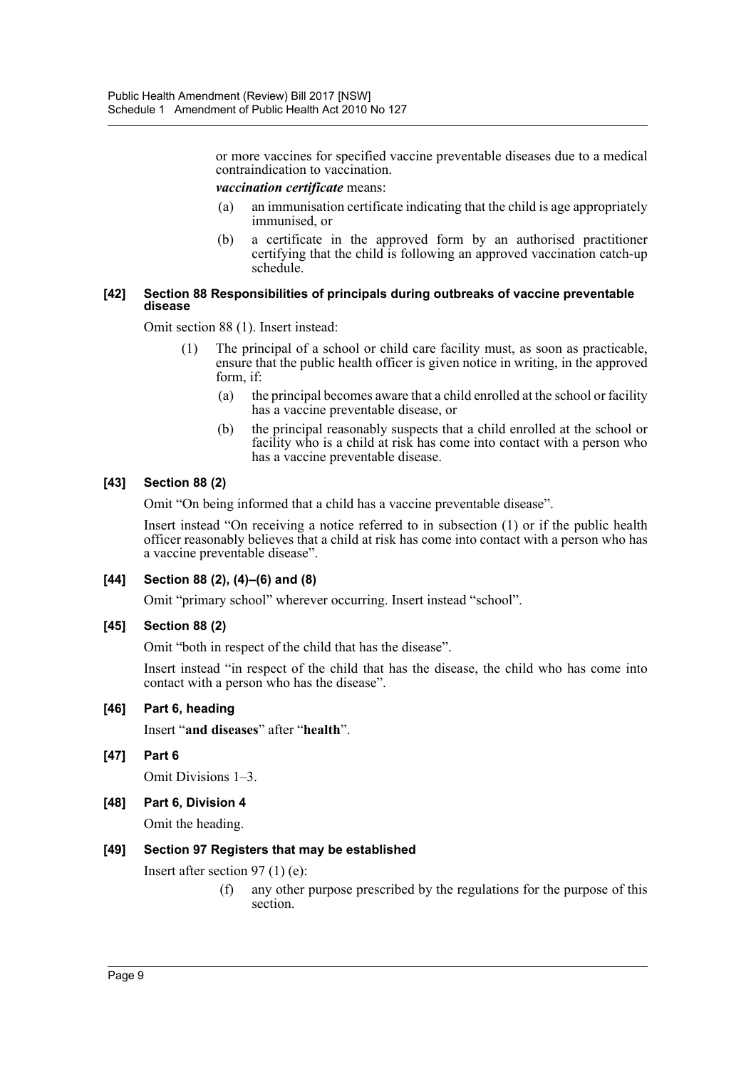or more vaccines for specified vaccine preventable diseases due to a medical contraindication to vaccination.

***vaccination certificate*** means:

(a) an immunisation certificate indicating that the child is age appropriately immunised, or

(b) a certificate in the approved form by an authorised practitioner certifying that the child is following an approved vaccination catch-up schedule.

#### [42] Section 88 Responsibilities of principals during outbreaks of vaccine preventable disease

Omit section 88 (1). Insert instead:

(1) The principal of a school or child care facility must, as soon as practicable, ensure that the public health officer is given notice in writing, in the approved form, if:

(a) the principal becomes aware that a child enrolled at the school or facility has a vaccine preventable disease, or

(b) the principal reasonably suspects that a child enrolled at the school or facility who is a child at risk has come into contact with a person who has a vaccine preventable disease.

#### [43] Section 88 (2)

Omit "On being informed that a child has a vaccine preventable disease".

Insert instead "On receiving a notice referred to in subsection (1) or if the public health officer reasonably believes that a child at risk has come into contact with a person who has a vaccine preventable disease".

#### [44] Section 88 (2), (4)–(6) and (8)

Omit "primary school" wherever occurring. Insert instead "school".

#### [45] Section 88 (2)

Omit "both in respect of the child that has the disease".

Insert instead "in respect of the child that has the disease, the child who has come into contact with a person who has the disease".

#### [46] Part 6, heading

Insert "**and diseases**" after "**health**".

#### [47] Part 6

Omit Divisions 1–3.

#### [48] Part 6, Division 4

Omit the heading.

#### [49] Section 97 Registers that may be established

Insert after section 97 (1) (e):

(f) any other purpose prescribed by the regulations for the purpose of this section.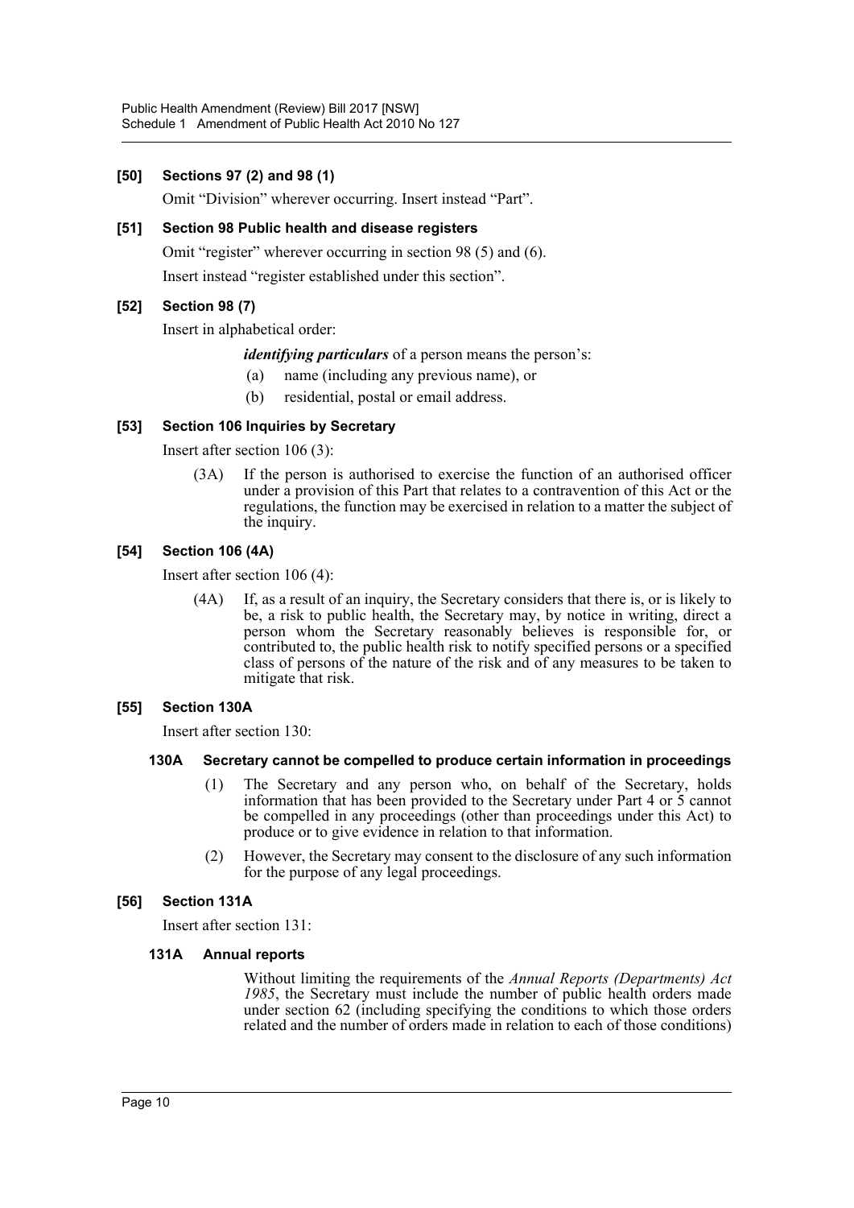### [50] Sections 97 (2) and 98 (1)

Omit "Division" wherever occurring. Insert instead "Part".

### [51] Section 98 Public health and disease registers

Omit "register" wherever occurring in section 98 (5) and (6).

Insert instead "register established under this section".

### [52] Section 98 (7)

Insert in alphabetical order:

> ***identifying particulars*** of a person means the person's:
>
> (a) name (including any previous name), or
>
> (b) residential, postal or email address.

### [53] Section 106 Inquiries by Secretary

Insert after section 106 (3):

> (3A) If the person is authorised to exercise the function of an authorised officer under a provision of this Part that relates to a contravention of this Act or the regulations, the function may be exercised in relation to a matter the subject of the inquiry.

### [54] Section 106 (4A)

Insert after section 106 (4):

> (4A) If, as a result of an inquiry, the Secretary considers that there is, or is likely to be, a risk to public health, the Secretary may, by notice in writing, direct a person whom the Secretary reasonably believes is responsible for, or contributed to, the public health risk to notify specified persons or a specified class of persons of the nature of the risk and of any measures to be taken to mitigate that risk.

### [55] Section 130A

Insert after section 130:

> **130A Secretary cannot be compelled to produce certain information in proceedings**
>
> (1) The Secretary and any person who, on behalf of the Secretary, holds information that has been provided to the Secretary under Part 4 or 5 cannot be compelled in any proceedings (other than proceedings under this Act) to produce or to give evidence in relation to that information.
>
> (2) However, the Secretary may consent to the disclosure of any such information for the purpose of any legal proceedings.

### [56] Section 131A

Insert after section 131:

> **131A Annual reports**
>
> Without limiting the requirements of the *Annual Reports (Departments) Act 1985*, the Secretary must include the number of public health orders made under section 62 (including specifying the conditions to which those orders related and the number of orders made in relation to each of those conditions)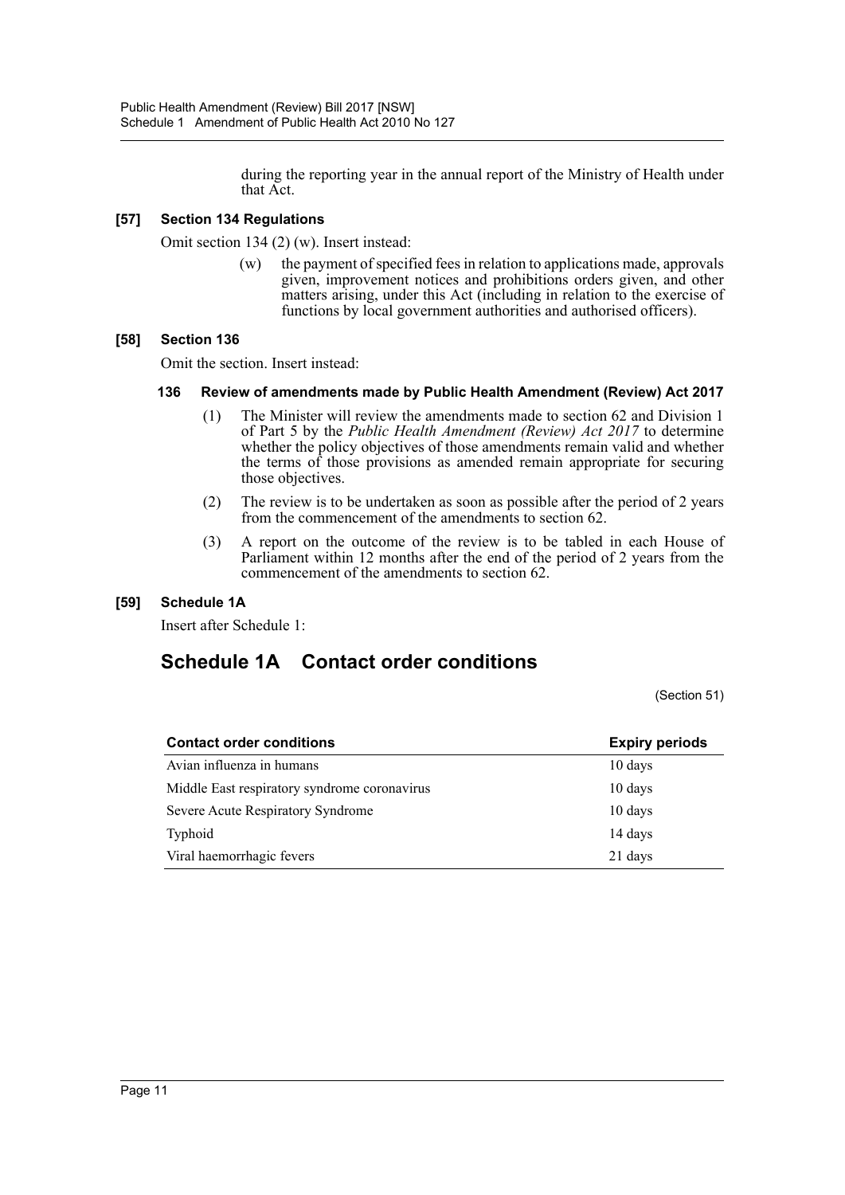during the reporting year in the annual report of the Ministry of Health under that Act.

**[57] Section 134 Regulations**

Omit section 134 (2) (w). Insert instead:

(w) the payment of specified fees in relation to applications made, approvals given, improvement notices and prohibitions orders given, and other matters arising, under this Act (including in relation to the exercise of functions by local government authorities and authorised officers).

**[58] Section 136**

Omit the section. Insert instead:

**136 Review of amendments made by Public Health Amendment (Review) Act 2017**

(1) The Minister will review the amendments made to section 62 and Division 1 of Part 5 by the *Public Health Amendment (Review) Act 2017* to determine whether the policy objectives of those amendments remain valid and whether the terms of those provisions as amended remain appropriate for securing those objectives.

(2) The review is to be undertaken as soon as possible after the period of 2 years from the commencement of the amendments to section 62.

(3) A report on the outcome of the review is to be tabled in each House of Parliament within 12 months after the end of the period of 2 years from the commencement of the amendments to section 62.

**[59] Schedule 1A**

Insert after Schedule 1:

## Schedule 1A Contact order conditions

(Section 51)

| Contact order conditions | Expiry periods |
| --- | --- |
| Avian influenza in humans | 10 days |
| Middle East respiratory syndrome coronavirus | 10 days |
| Severe Acute Respiratory Syndrome | 10 days |
| Typhoid | 14 days |
| Viral haemorrhagic fevers | 21 days |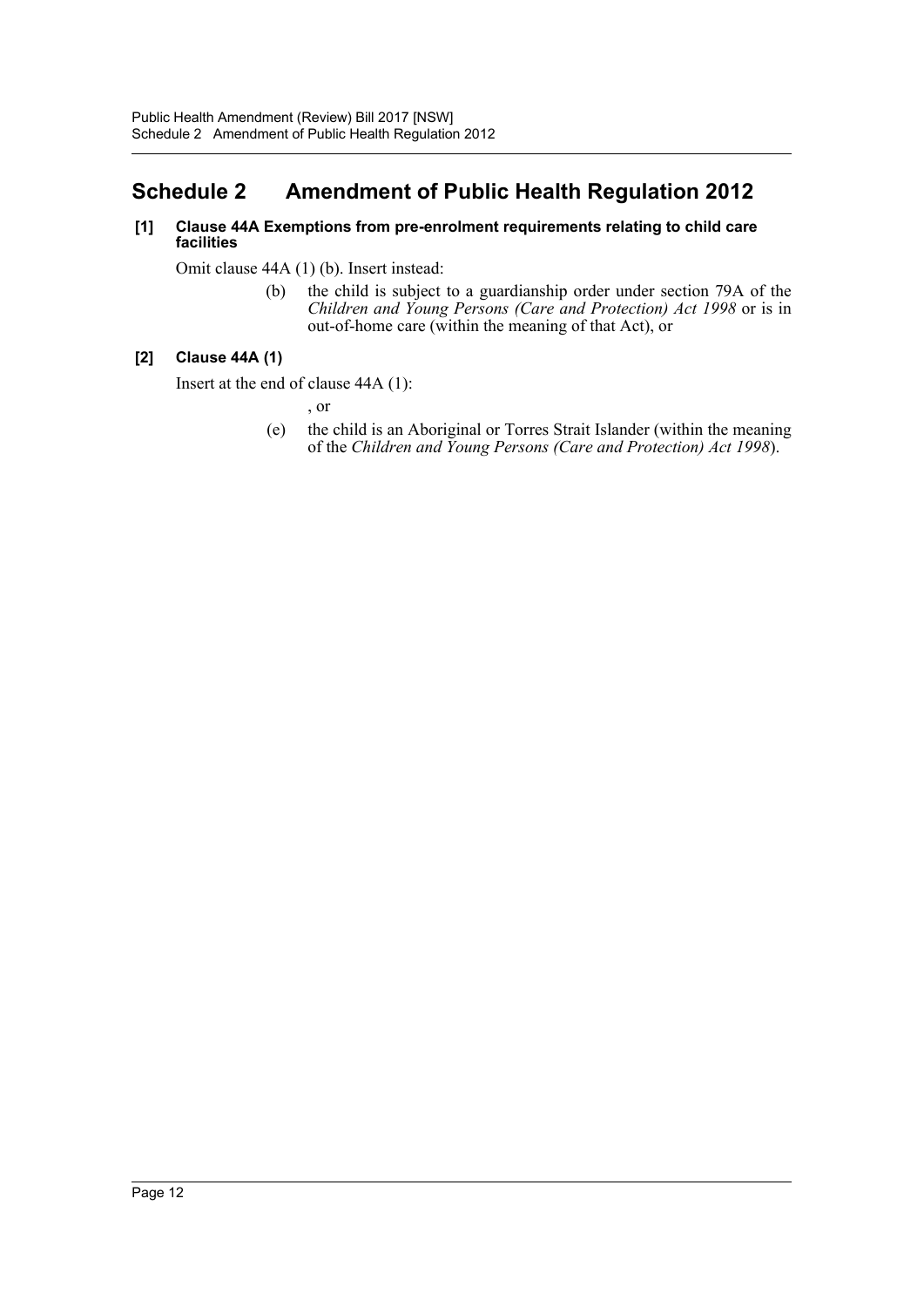# Schedule 2 Amendment of Public Health Regulation 2012

**[1] Clause 44A Exemptions from pre-enrolment requirements relating to child care facilities**

Omit clause 44A (1) (b). Insert instead:

> (b) the child is subject to a guardianship order under section 79A of the *Children and Young Persons (Care and Protection) Act 1998* or is in out-of-home care (within the meaning of that Act), or

**[2] Clause 44A (1)**

Insert at the end of clause 44A (1):

> , or
>
> (e) the child is an Aboriginal or Torres Strait Islander (within the meaning of the *Children and Young Persons (Care and Protection) Act 1998*).